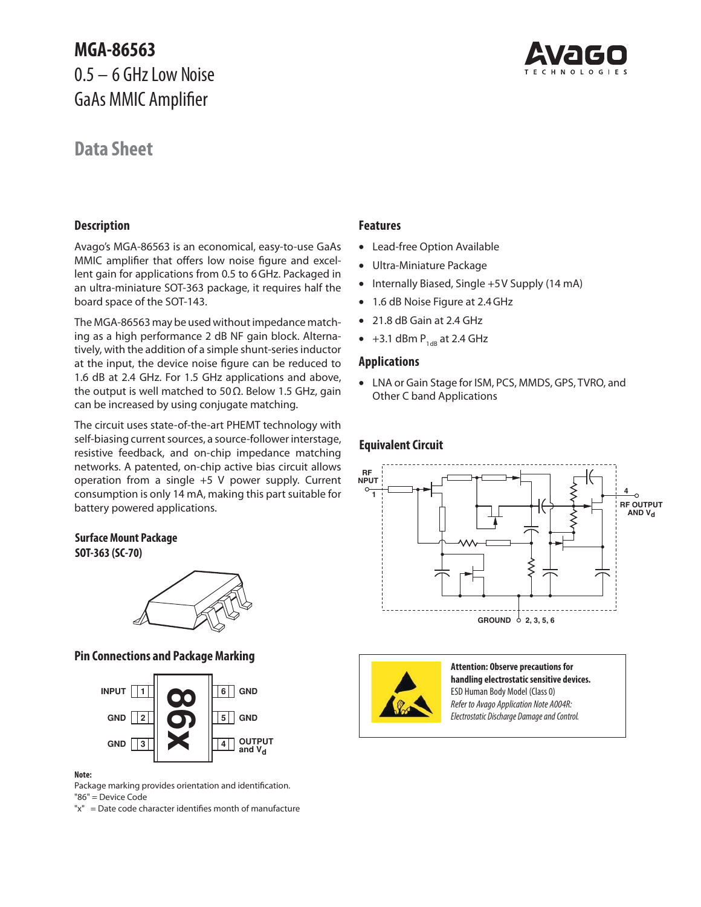# MGA-86563

## 0.5 – 6 GHz Low Noise GaAs MMIC Amplifier

## Data Sheet

### Description

Avago's MGA-86563 is an economical, easy-to-use GaAs MMIC amplifier that offers low noise figure and excellent gain for applications from 0.5 to 6 GHz. Packaged in an ultra-miniature SOT-363 package, it requires half the board space of the SOT-143.

The MGA-86563 may be used without impedance matching as a high performance 2 dB NF gain block. Alternatively, with the addition of a simple shunt-series inductor at the input, the device noise figure can be reduced to 1.6 dB at 2.4 GHz. For 1.5 GHz applications and above, the output is well matched to 50 Ω. Below 1.5 GHz, gain can be increased by using conjugate matching.

The circuit uses state-of-the-art PHEMT technology with self-biasing current sources, a source-follower interstage, resistive feedback, and on-chip impedance matching networks. A patented, on-chip active bias circuit allows operation from a single +5 V power supply. Current consumption is only 14 mA, making this part suitable for battery powered applications.

### Surface Mount Package

**SOT-363 (SC-70)**

### Pin Connections and Package Marking

| Pin | Function |
|---|---|
| 1 | INPUT |
| 2 | GND |
| 3 | GND |
| 4 | OUTPUT and $V_d$ |
| 5 | GND |
| 6 | GND |

Marking: 86x

**Note:**
Package marking provides orientation and identification.
"86" = Device Code
"x" = Date code character identifies month of manufacture

### Features

- Lead-free Option Available
- Ultra-Miniature Package
- Internally Biased, Single +5 V Supply (14 mA)
- 1.6 dB Noise Figure at 2.4 GHz
- 21.8 dB Gain at 2.4 GHz
- +3.1 dBm $P_{1dB}$ at 2.4 GHz

### Applications

- LNA or Gain Stage for ISM, PCS, MMDS, GPS, TVRO, and Other C band Applications

### Equivalent Circuit

RF INPUT 1; RF OUTPUT AND $V_d$ 4; GROUND 2, 3, 5, 6

**Attention: Observe precautions for handling electrostatic sensitive devices.**
ESD Human Body Model (Class 0)
*Refer to Avago Application Note A004R: Electrostatic Discharge Damage and Control.*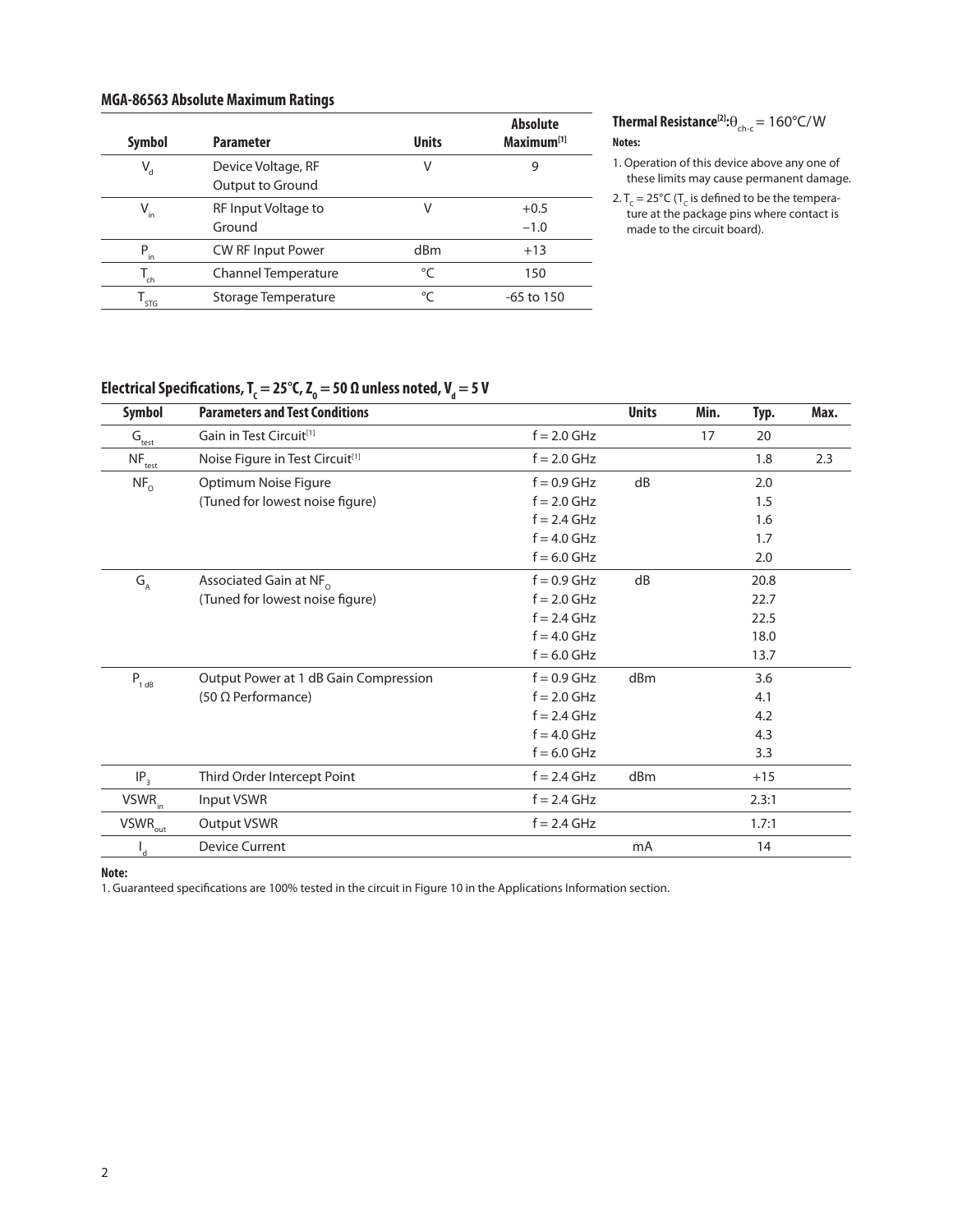### MGA-86563 Absolute Maximum Ratings

| Symbol | Parameter | Units | Absolute Maximum[1] |
|---|---|---|---|
| $V_d$ | Device Voltage, RF Output to Ground | V | 9 |
| $V_{in}$ | RF Input Voltage to Ground | V | +0.5<br>−1.0 |
| $P_{in}$ | CW RF Input Power | dBm | +13 |
| $T_{ch}$ | Channel Temperature | °C | 150 |
| $T_{STG}$ | Storage Temperature | °C | -65 to 150 |

**Thermal Resistance[2]:** $\theta_{ch\text{-}c} = 160°C/W$

**Notes:**

1. Operation of this device above any one of these limits may cause permanent damage.
2. $T_C = 25°C$ ($T_C$ is defined to be the temperature at the package pins where contact is made to the circuit board).

### Electrical Specifications, $T_c = 25°C$, $Z_0 = 50\ \Omega$ unless noted, $V_d = 5$ V

| Symbol | Parameters and Test Conditions | | Units | Min. | Typ. | Max. |
|---|---|---|---|---|---|---|
| $G_{test}$ | Gain in Test Circuit[1] | f = 2.0 GHz | | 17 | 20 | |
| $NF_{test}$ | Noise Figure in Test Circuit[1] | f = 2.0 GHz | | | 1.8 | 2.3 |
| $NF_O$ | Optimum Noise Figure (Tuned for lowest noise figure) | f = 0.9 GHz | dB | | 2.0 | |
| | | f = 2.0 GHz | | | 1.5 | |
| | | f = 2.4 GHz | | | 1.6 | |
| | | f = 4.0 GHz | | | 1.7 | |
| | | f = 6.0 GHz | | | 2.0 | |
| $G_A$ | Associated Gain at $NF_O$ (Tuned for lowest noise figure) | f = 0.9 GHz | dB | | 20.8 | |
| | | f = 2.0 GHz | | | 22.7 | |
| | | f = 2.4 GHz | | | 22.5 | |
| | | f = 4.0 GHz | | | 18.0 | |
| | | f = 6.0 GHz | | | 13.7 | |
| $P_{1\,dB}$ | Output Power at 1 dB Gain Compression (50 Ω Performance) | f = 0.9 GHz | dBm | | 3.6 | |
| | | f = 2.0 GHz | | | 4.1 | |
| | | f = 2.4 GHz | | | 4.2 | |
| | | f = 4.0 GHz | | | 4.3 | |
| | | f = 6.0 GHz | | | 3.3 | |
| $IP_3$ | Third Order Intercept Point | f = 2.4 GHz | dBm | | +15 | |
| $VSWR_{in}$ | Input VSWR | f = 2.4 GHz | | | 2.3:1 | |
| $VSWR_{out}$ | Output VSWR | f = 2.4 GHz | | | 1.7:1 | |
| $I_d$ | Device Current | | mA | | 14 | |

**Note:**

1. Guaranteed specifications are 100% tested in the circuit in Figure 10 in the Applications Information section.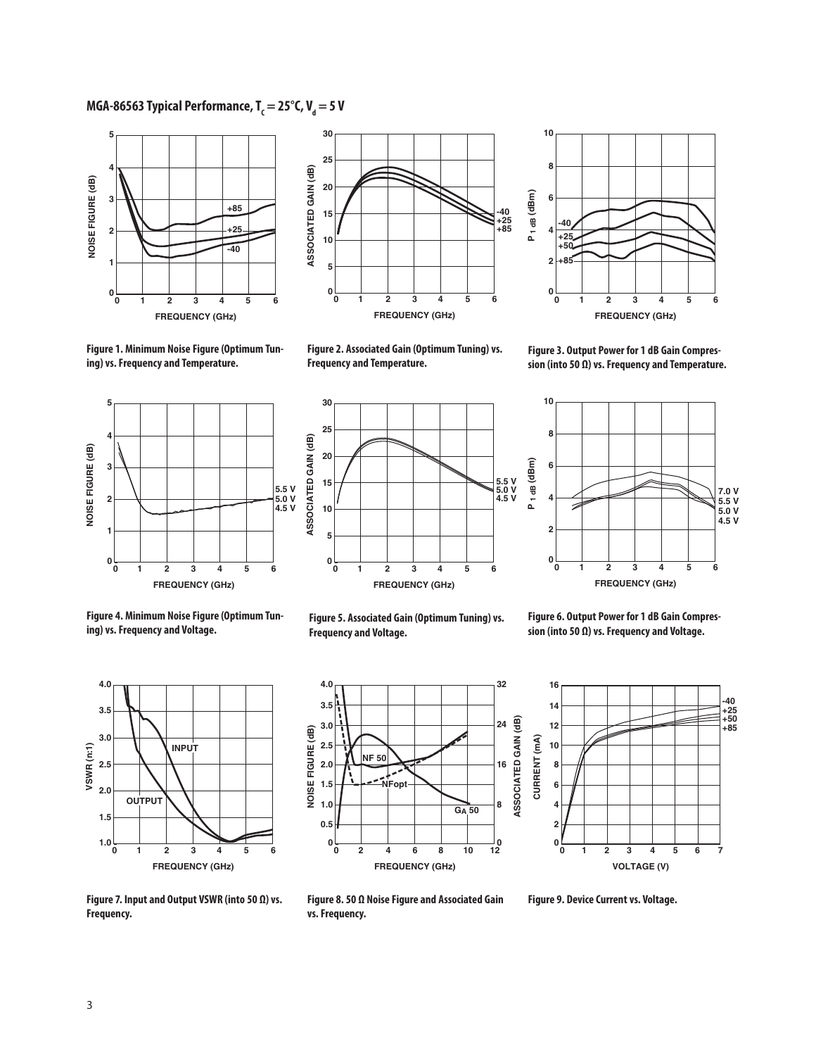## MGA-86563 Typical Performance, $T_C = 25°C$, $V_d = 5\ V$

**Figure 1. Minimum Noise Figure (Optimum Tuning) vs. Frequency and Temperature.**

**Figure 2. Associated Gain (Optimum Tuning) vs. Frequency and Temperature.**

**Figure 3. Output Power for 1 dB Gain Compression (into 50 Ω) vs. Frequency and Temperature.**

**Figure 4. Minimum Noise Figure (Optimum Tuning) vs. Frequency and Voltage.**

**Figure 5. Associated Gain (Optimum Tuning) vs. Frequency and Voltage.**

**Figure 6. Output Power for 1 dB Gain Compression (into 50 Ω) vs. Frequency and Voltage.**

**Figure 7. Input and Output VSWR (into 50 Ω) vs. Frequency.**

**Figure 8. 50 Ω Noise Figure and Associated Gain vs. Frequency.**

**Figure 9. Device Current vs. Voltage.**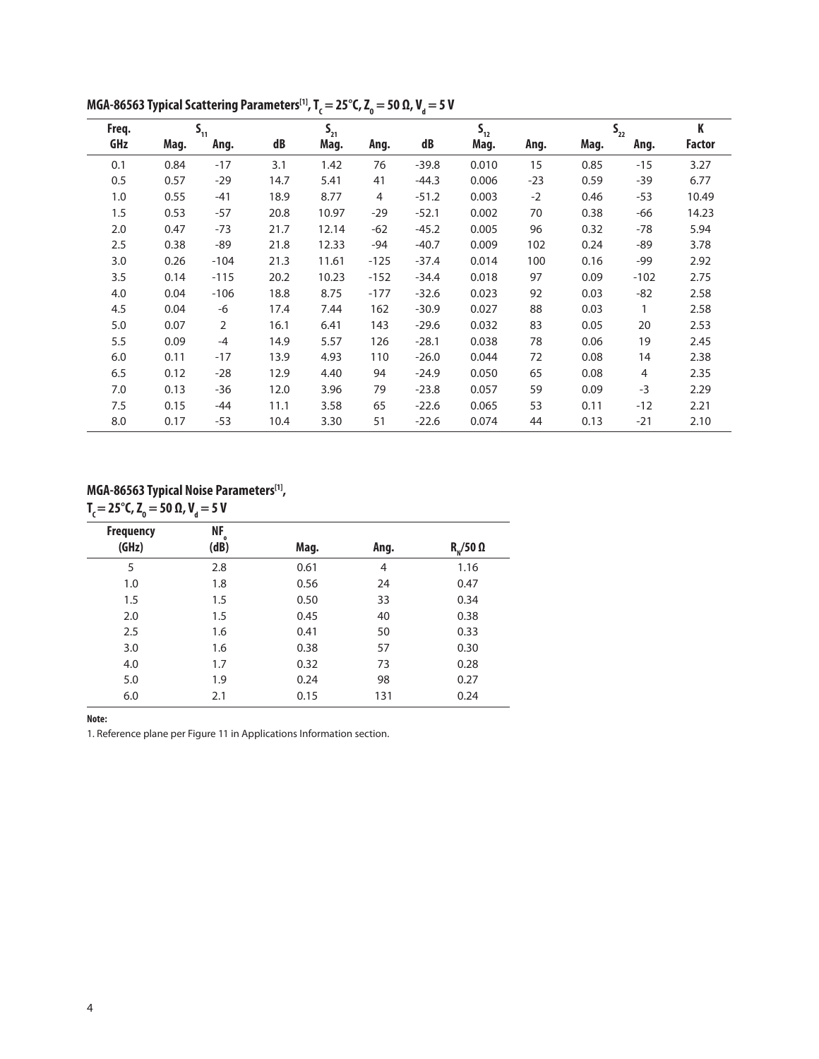### MGA-86563 Typical Scattering Parameters[1], $T_c = 25°C$, $Z_0 = 50\ \Omega$, $V_d = 5\ V$

| Freq. | $S_{11}$ | | $S_{21}$ | | | $S_{12}$ | | | $S_{22}$ | | K |
|---|---|---|---|---|---|---|---|---|---|---|---|
| GHz | Mag. | Ang. | dB | Mag. | Ang. | dB | Mag. | Ang. | Mag. | Ang. | Factor |
| 0.1 | 0.84 | -17 | 3.1 | 1.42 | 76 | -39.8 | 0.010 | 15 | 0.85 | -15 | 3.27 |
| 0.5 | 0.57 | -29 | 14.7 | 5.41 | 41 | -44.3 | 0.006 | -23 | 0.59 | -39 | 6.77 |
| 1.0 | 0.55 | -41 | 18.9 | 8.77 | 4 | -51.2 | 0.003 | -2 | 0.46 | -53 | 10.49 |
| 1.5 | 0.53 | -57 | 20.8 | 10.97 | -29 | -52.1 | 0.002 | 70 | 0.38 | -66 | 14.23 |
| 2.0 | 0.47 | -73 | 21.7 | 12.14 | -62 | -45.2 | 0.005 | 96 | 0.32 | -78 | 5.94 |
| 2.5 | 0.38 | -89 | 21.8 | 12.33 | -94 | -40.7 | 0.009 | 102 | 0.24 | -89 | 3.78 |
| 3.0 | 0.26 | -104 | 21.3 | 11.61 | -125 | -37.4 | 0.014 | 100 | 0.16 | -99 | 2.92 |
| 3.5 | 0.14 | -115 | 20.2 | 10.23 | -152 | -34.4 | 0.018 | 97 | 0.09 | -102 | 2.75 |
| 4.0 | 0.04 | -106 | 18.8 | 8.75 | -177 | -32.6 | 0.023 | 92 | 0.03 | -82 | 2.58 |
| 4.5 | 0.04 | -6 | 17.4 | 7.44 | 162 | -30.9 | 0.027 | 88 | 0.03 | 1 | 2.58 |
| 5.0 | 0.07 | 2 | 16.1 | 6.41 | 143 | -29.6 | 0.032 | 83 | 0.05 | 20 | 2.53 |
| 5.5 | 0.09 | -4 | 14.9 | 5.57 | 126 | -28.1 | 0.038 | 78 | 0.06 | 19 | 2.45 |
| 6.0 | 0.11 | -17 | 13.9 | 4.93 | 110 | -26.0 | 0.044 | 72 | 0.08 | 14 | 2.38 |
| 6.5 | 0.12 | -28 | 12.9 | 4.40 | 94 | -24.9 | 0.050 | 65 | 0.08 | 4 | 2.35 |
| 7.0 | 0.13 | -36 | 12.0 | 3.96 | 79 | -23.8 | 0.057 | 59 | 0.09 | -3 | 2.29 |
| 7.5 | 0.15 | -44 | 11.1 | 3.58 | 65 | -22.6 | 0.065 | 53 | 0.11 | -12 | 2.21 |
| 8.0 | 0.17 | -53 | 10.4 | 3.30 | 51 | -22.6 | 0.074 | 44 | 0.13 | -21 | 2.10 |

### MGA-86563 Typical Noise Parameters[1], $T_c = 25°C$, $Z_0 = 50\ \Omega$, $V_d = 5\ V$

| Frequency (GHz) | $NF_o$ (dB) | Mag. | Ang. | $R_N/50\ \Omega$ |
|---|---|---|---|---|
| 5 | 2.8 | 0.61 | 4 | 1.16 |
| 1.0 | 1.8 | 0.56 | 24 | 0.47 |
| 1.5 | 1.5 | 0.50 | 33 | 0.34 |
| 2.0 | 1.5 | 0.45 | 40 | 0.38 |
| 2.5 | 1.6 | 0.41 | 50 | 0.33 |
| 3.0 | 1.6 | 0.38 | 57 | 0.30 |
| 4.0 | 1.7 | 0.32 | 73 | 0.28 |
| 5.0 | 1.9 | 0.24 | 98 | 0.27 |
| 6.0 | 2.1 | 0.15 | 131 | 0.24 |

**Note:**

1. Reference plane per Figure 11 in Applications Information section.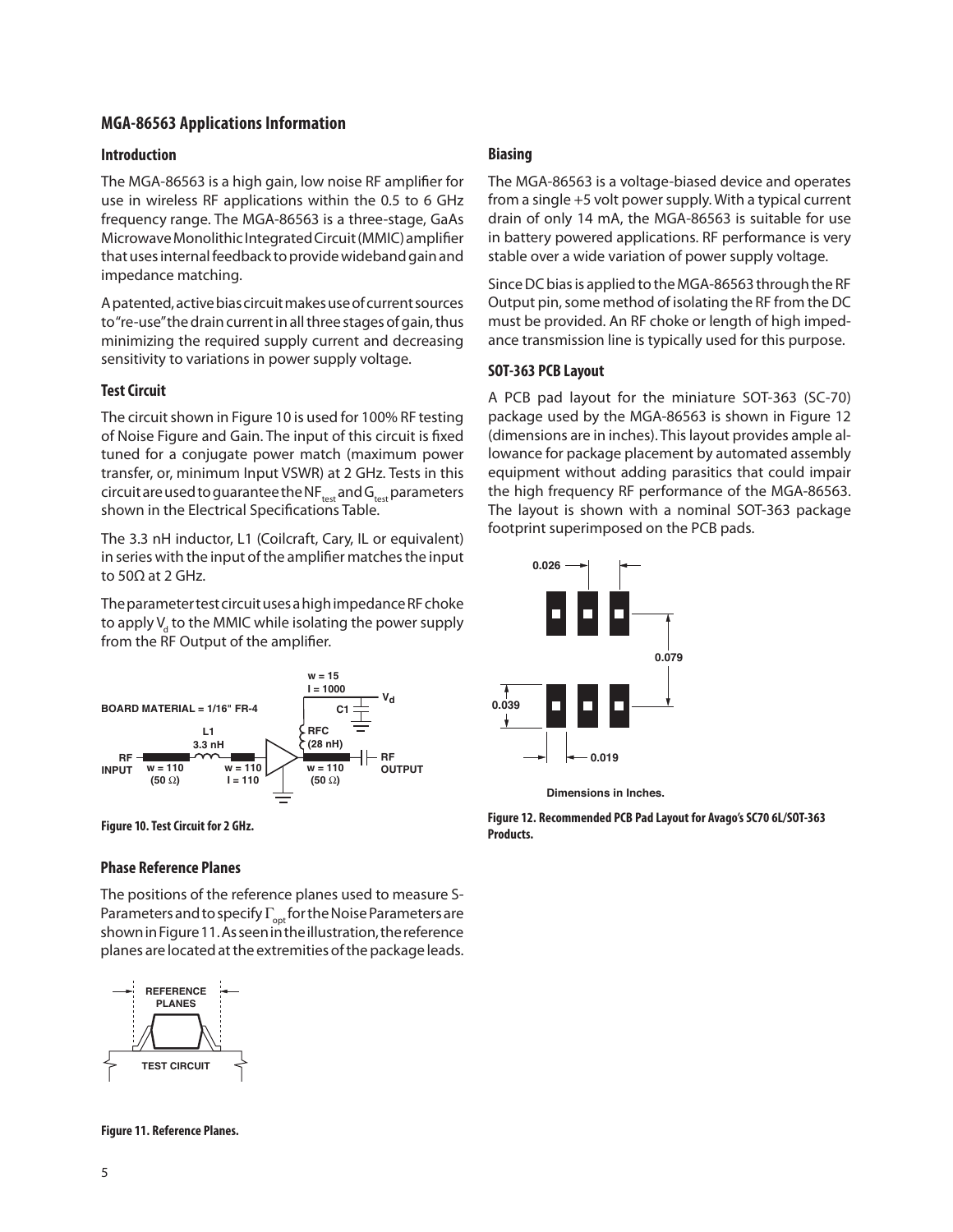## MGA-86563 Applications Information

### Introduction

The MGA-86563 is a high gain, low noise RF amplifier for use in wireless RF applications within the 0.5 to 6 GHz frequency range. The MGA-86563 is a three-stage, GaAs Microwave Monolithic Integrated Circuit (MMIC) amplifier that uses internal feedback to provide wideband gain and impedance matching.

A patented, active bias circuit makes use of current sources to "re-use" the drain current in all three stages of gain, thus minimizing the required supply current and decreasing sensitivity to variations in power supply voltage.

### Test Circuit

The circuit shown in Figure 10 is used for 100% RF testing of Noise Figure and Gain. The input of this circuit is fixed tuned for a conjugate power match (maximum power transfer, or, minimum Input VSWR) at 2 GHz. Tests in this circuit are used to guarantee the $NF_{test}$ and $G_{test}$ parameters shown in the Electrical Specifications Table.

The 3.3 nH inductor, L1 (Coilcraft, Cary, IL or equivalent) in series with the input of the amplifier matches the input to 50Ω at 2 GHz.

The parameter test circuit uses a high impedance RF choke to apply $V_d$ to the MMIC while isolating the power supply from the RF Output of the amplifier.

Figure 10. Test Circuit for 2 GHz.

### Phase Reference Planes

The positions of the reference planes used to measure S-Parameters and to specify $\Gamma_{opt}$ for the Noise Parameters are shown in Figure 11. As seen in the illustration, the reference planes are located at the extremities of the package leads.

Figure 11. Reference Planes.

### Biasing

The MGA-86563 is a voltage-biased device and operates from a single +5 volt power supply. With a typical current drain of only 14 mA, the MGA-86563 is suitable for use in battery powered applications. RF performance is very stable over a wide variation of power supply voltage.

Since DC bias is applied to the MGA-86563 through the RF Output pin, some method of isolating the RF from the DC must be provided. An RF choke or length of high impedance transmission line is typically used for this purpose.

### SOT-363 PCB Layout

A PCB pad layout for the miniature SOT-363 (SC-70) package used by the MGA-86563 is shown in Figure 12 (dimensions are in inches). This layout provides ample allowance for package placement by automated assembly equipment without adding parasitics that could impair the high frequency RF performance of the MGA-86563. The layout is shown with a nominal SOT-363 package footprint superimposed on the PCB pads.

Figure 12. Recommended PCB Pad Layout for Avago's SC70 6L/SOT-363 Products.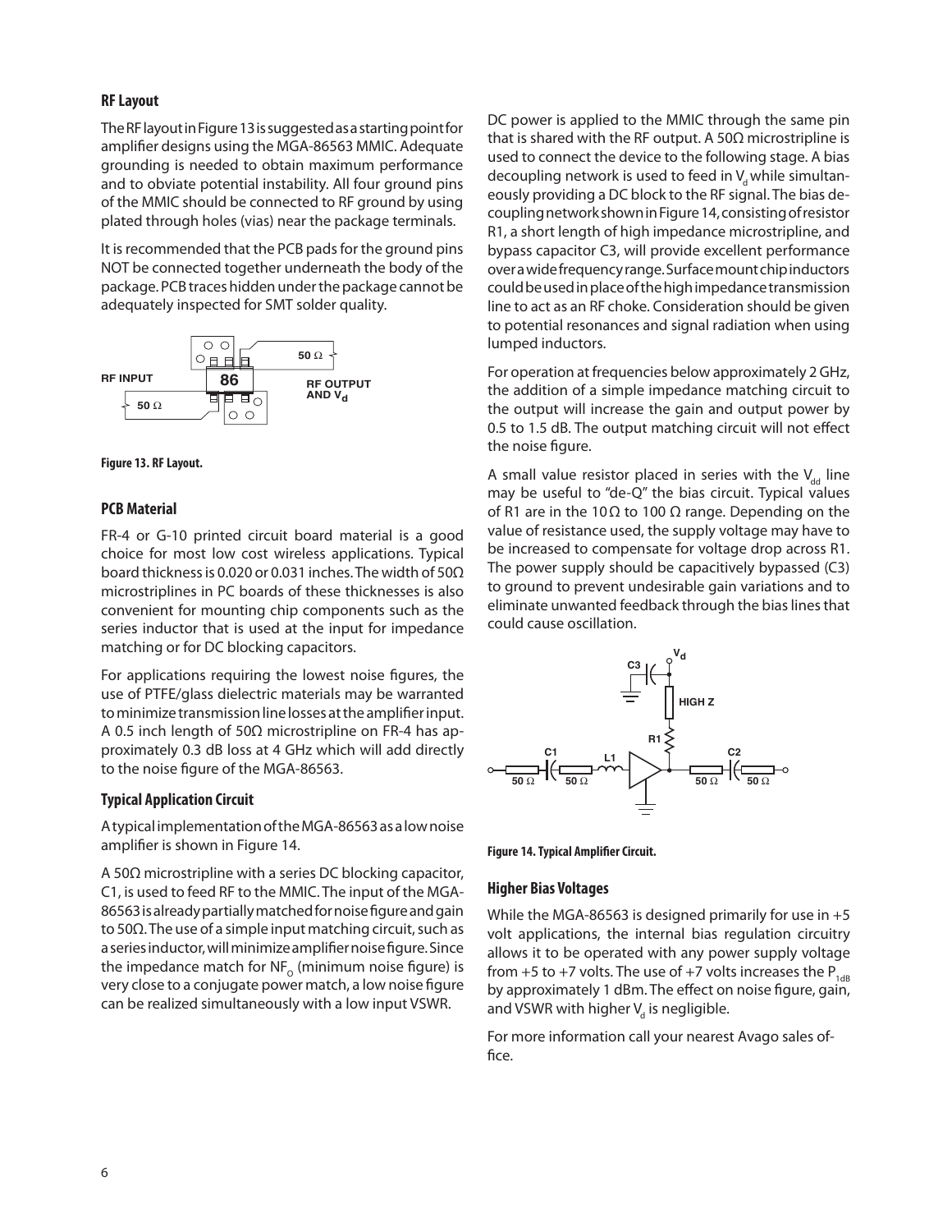### RF Layout

The RF layout in Figure 13 is suggested as a starting point for amplifier designs using the MGA-86563 MMIC. Adequate grounding is needed to obtain maximum performance and to obviate potential instability. All four ground pins of the MMIC should be connected to RF ground by using plated through holes (vias) near the package terminals.

It is recommended that the PCB pads for the ground pins NOT be connected together underneath the body of the package. PCB traces hidden under the package cannot be adequately inspected for SMT solder quality.

**Figure 13. RF Layout.**

### PCB Material

FR-4 or G-10 printed circuit board material is a good choice for most low cost wireless applications. Typical board thickness is 0.020 or 0.031 inches. The width of 50Ω microstriplines in PC boards of these thicknesses is also convenient for mounting chip components such as the series inductor that is used at the input for impedance matching or for DC blocking capacitors.

For applications requiring the lowest noise figures, the use of PTFE/glass dielectric materials may be warranted to minimize transmission line losses at the amplifier input. A 0.5 inch length of 50Ω microstripline on FR-4 has approximately 0.3 dB loss at 4 GHz which will add directly to the noise figure of the MGA-86563.

### Typical Application Circuit

A typical implementation of the MGA-86563 as a low noise amplifier is shown in Figure 14.

A 50Ω microstripline with a series DC blocking capacitor, C1, is used to feed RF to the MMIC. The input of the MGA-86563 is already partially matched for noise figure and gain to 50Ω. The use of a simple input matching circuit, such as a series inductor, will minimize amplifier noise figure. Since the impedance match for $NF_O$ (minimum noise figure) is very close to a conjugate power match, a low noise figure can be realized simultaneously with a low input VSWR.

DC power is applied to the MMIC through the same pin that is shared with the RF output. A 50Ω microstripline is used to connect the device to the following stage. A bias decoupling network is used to feed in $V_d$ while simultaneously providing a DC block to the RF signal. The bias decoupling network shown in Figure 14, consisting of resistor R1, a short length of high impedance microstripline, and bypass capacitor C3, will provide excellent performance over a wide frequency range. Surface mount chip inductors could be used in place of the high impedance transmission line to act as an RF choke. Consideration should be given to potential resonances and signal radiation when using lumped inductors.

For operation at frequencies below approximately 2 GHz, the addition of a simple impedance matching circuit to the output will increase the gain and output power by 0.5 to 1.5 dB. The output matching circuit will not effect the noise figure.

A small value resistor placed in series with the $V_{dd}$ line may be useful to "de-Q" the bias circuit. Typical values of R1 are in the 10 Ω to 100 Ω range. Depending on the value of resistance used, the supply voltage may have to be increased to compensate for voltage drop across R1. The power supply should be capacitively bypassed (C3) to ground to prevent undesirable gain variations and to eliminate unwanted feedback through the bias lines that could cause oscillation.

**Figure 14. Typical Amplifier Circuit.**

### Higher Bias Voltages

While the MGA-86563 is designed primarily for use in +5 volt applications, the internal bias regulation circuitry allows it to be operated with any power supply voltage from +5 to +7 volts. The use of +7 volts increases the $P_{1dB}$ by approximately 1 dBm. The effect on noise figure, gain, and VSWR with higher $V_d$ is negligible.

For more information call your nearest Avago sales office.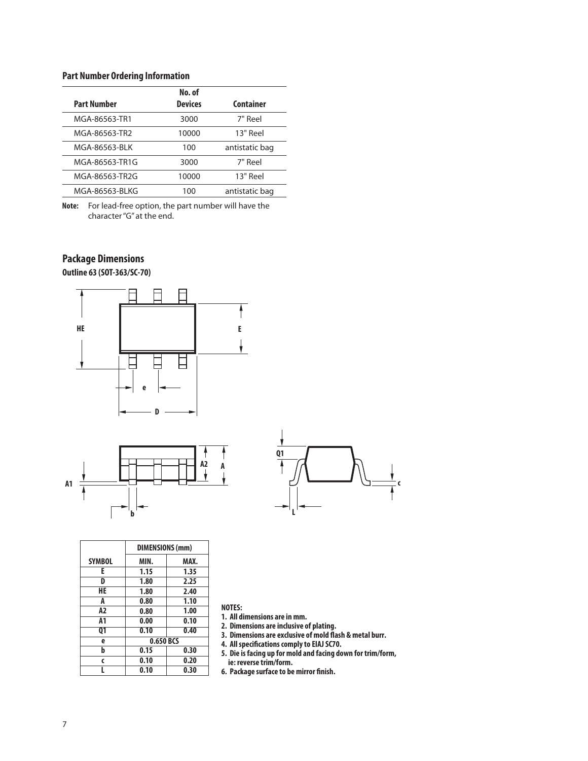### Part Number Ordering Information

| Part Number | No. of Devices | Container |
|---|---|---|
| MGA-86563-TR1 | 3000 | 7" Reel |
| MGA-86563-TR2 | 10000 | 13" Reel |
| MGA-86563-BLK | 100 | antistatic bag |
| MGA-86563-TR1G | 3000 | 7" Reel |
| MGA-86563-TR2G | 10000 | 13" Reel |
| MGA-86563-BLKG | 100 | antistatic bag |

**Note:** For lead-free option, the part number will have the character "G" at the end.

## Package Dimensions

**Outline 63 (SOT-363/SC-70)**

| SYMBOL | DIMENSIONS (mm) MIN. | MAX. |
|---|---|---|
| E | 1.15 | 1.35 |
| D | 1.80 | 2.25 |
| HE | 1.80 | 2.40 |
| A | 0.80 | 1.10 |
| A2 | 0.80 | 1.00 |
| A1 | 0.00 | 0.10 |
| Q1 | 0.10 | 0.40 |
| e | 0.650 BCS | |
| b | 0.15 | 0.30 |
| c | 0.10 | 0.20 |
| L | 0.10 | 0.30 |

**NOTES:**

1. All dimensions are in mm.
2. Dimensions are inclusive of plating.
3. Dimensions are exclusive of mold flash & metal burr.
4. All specifications comply to EIAJ SC70.
5. Die is facing up for mold and facing down for trim/form, ie: reverse trim/form.
6. Package surface to be mirror finish.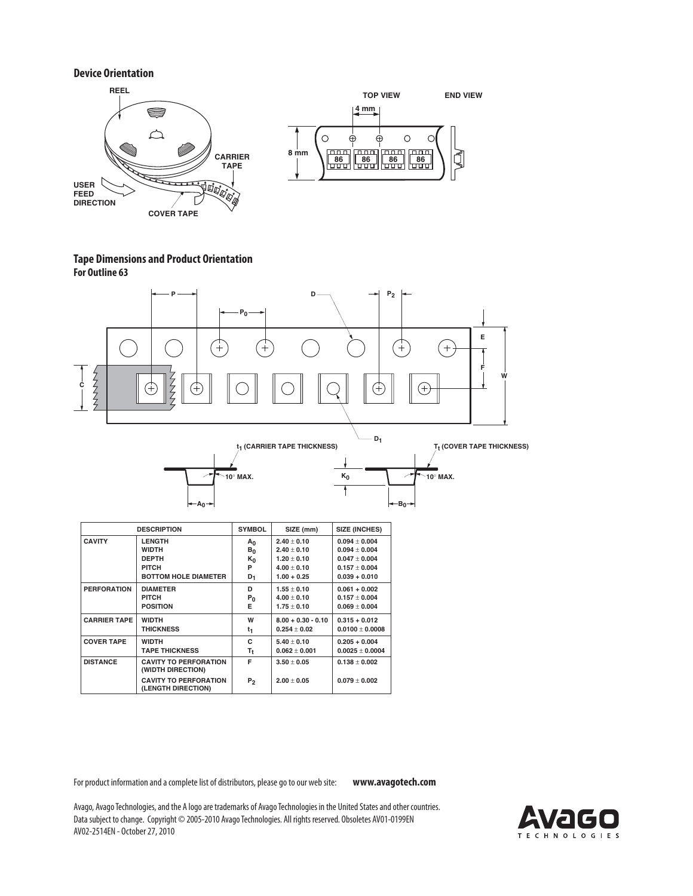## Device Orientation

REEL

CARRIER TAPE

USER FEED DIRECTION

COVER TAPE

TOP VIEW

END VIEW

4 mm

8 mm

86 86 86 86

## Tape Dimensions and Product Orientation

### For Outline 63

P

$P_0$

D

$P_2$

E

F

W

C

$D_1$

$t_1$ (CARRIER TAPE THICKNESS)

$T_t$ (COVER TAPE THICKNESS)

10° MAX.

$A_0$

$K_0$

10° MAX.

$B_0$

| DESCRIPTION | | SYMBOL | SIZE (mm) | SIZE (INCHES) |
|---|---|---|---|---|
| CAVITY | LENGTH<br>WIDTH<br>DEPTH<br>PITCH<br>BOTTOM HOLE DIAMETER | $A_0$<br>$B_0$<br>$K_0$<br>P<br>$D_1$ | 2.40 ± 0.10<br>2.40 ± 0.10<br>1.20 ± 0.10<br>4.00 ± 0.10<br>1.00 + 0.25 | 0.094 ± 0.004<br>0.094 ± 0.004<br>0.047 ± 0.004<br>0.157 ± 0.004<br>0.039 + 0.010 |
| PERFORATION | DIAMETER<br>PITCH<br>POSITION | D<br>$P_0$<br>E | 1.55 ± 0.10<br>4.00 ± 0.10<br>1.75 ± 0.10 | 0.061 + 0.002<br>0.157 ± 0.004<br>0.069 ± 0.004 |
| CARRIER TAPE | WIDTH<br>THICKNESS | W<br>$t_1$ | 8.00 + 0.30 - 0.10<br>0.254 ± 0.02 | 0.315 + 0.012<br>0.0100 ± 0.0008 |
| COVER TAPE | WIDTH<br>TAPE THICKNESS | C<br>$T_t$ | 5.40 ± 0.10<br>0.062 ± 0.001 | 0.205 + 0.004<br>0.0025 ± 0.0004 |
| DISTANCE | CAVITY TO PERFORATION (WIDTH DIRECTION)<br>CAVITY TO PERFORATION (LENGTH DIRECTION) | F<br>$P_2$ | 3.50 ± 0.05<br>2.00 ± 0.05 | 0.138 ± 0.002<br>0.079 ± 0.002 |

For product information and a complete list of distributors, please go to our web site: **www.avagotech.com**

Avago, Avago Technologies, and the A logo are trademarks of Avago Technologies in the United States and other countries.
Data subject to change. Copyright © 2005-2010 Avago Technologies. All rights reserved. Obsoletes AV01-0199EN
AV02-2514EN - October 27, 2010